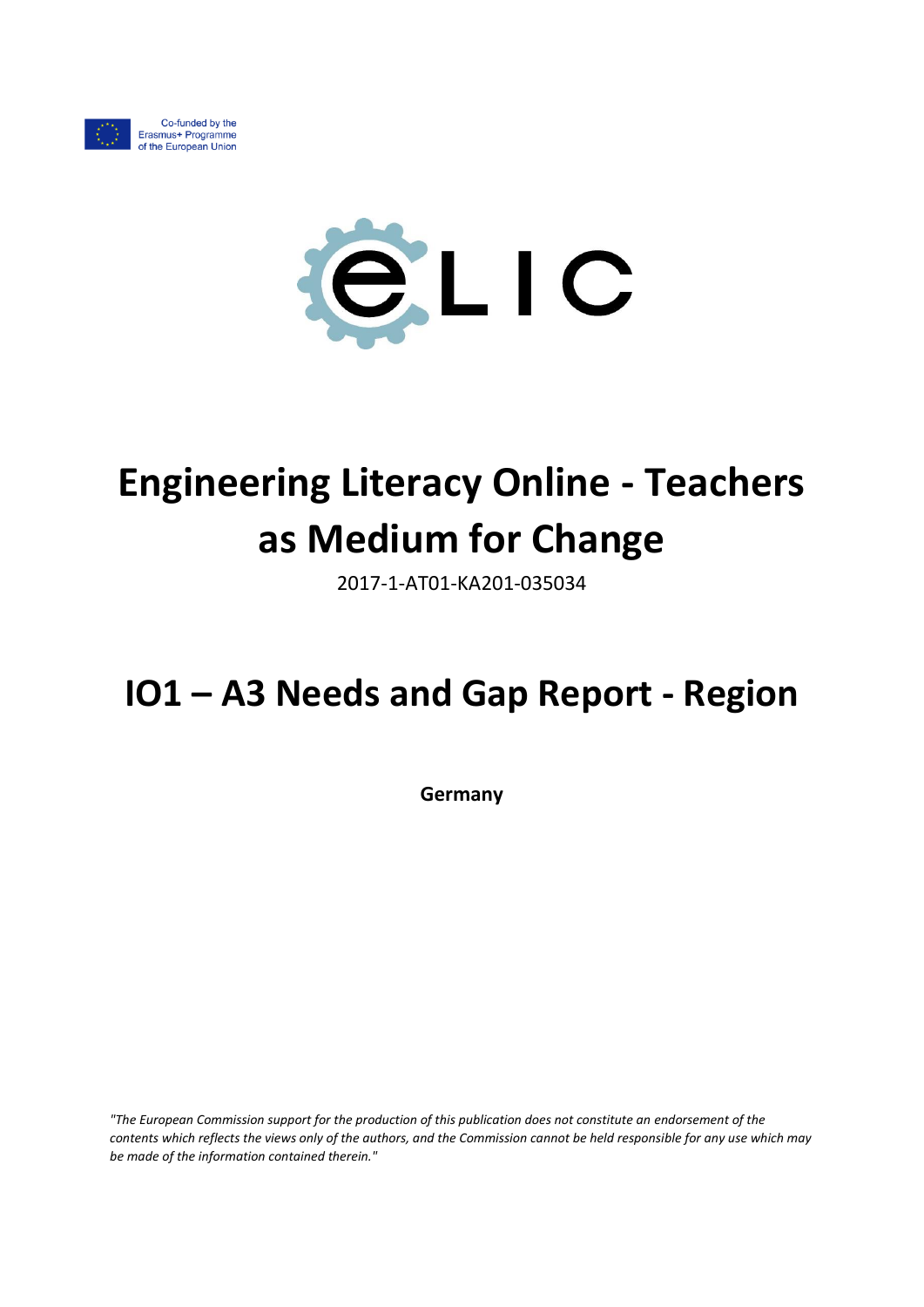Co-funded by the Erasmus+ Programme of the European Union

eLIC

# Engineering Literacy Online - Teachers as Medium for Change

2017-1-AT01-KA201-035034

# IO1 – A3 Needs and Gap Report - Region

**Germany**

*"The European Commission support for the production of this publication does not constitute an endorsement of the contents which reflects the views only of the authors, and the Commission cannot be held responsible for any use which may be made of the information contained therein."*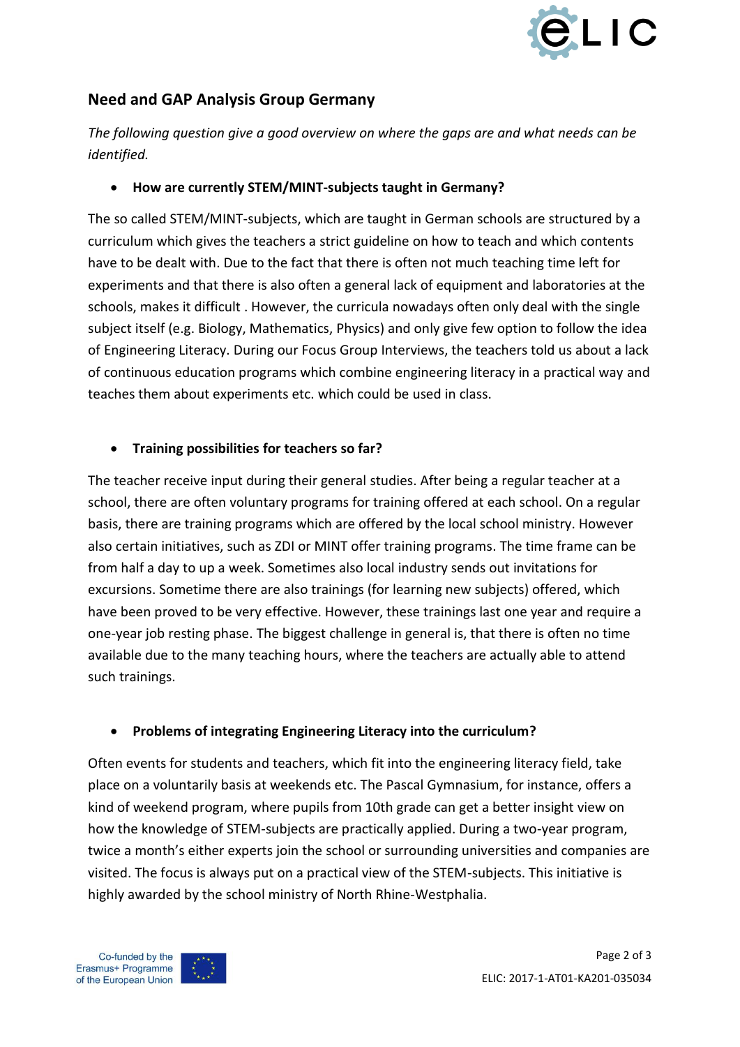## Need and GAP Analysis Group Germany

*The following question give a good overview on where the gaps are and what needs can be identified.*

- **How are currently STEM/MINT-subjects taught in Germany?**

The so called STEM/MINT-subjects, which are taught in German schools are structured by a curriculum which gives the teachers a strict guideline on how to teach and which contents have to be dealt with. Due to the fact that there is often not much teaching time left for experiments and that there is also often a general lack of equipment and laboratories at the schools, makes it difficult . However, the curricula nowadays often only deal with the single subject itself (e.g. Biology, Mathematics, Physics) and only give few option to follow the idea of Engineering Literacy. During our Focus Group Interviews, the teachers told us about a lack of continuous education programs which combine engineering literacy in a practical way and teaches them about experiments etc. which could be used in class.

- **Training possibilities for teachers so far?**

The teacher receive input during their general studies. After being a regular teacher at a school, there are often voluntary programs for training offered at each school. On a regular basis, there are training programs which are offered by the local school ministry. However also certain initiatives, such as ZDI or MINT offer training programs. The time frame can be from half a day to up a week. Sometimes also local industry sends out invitations for excursions. Sometime there are also trainings (for learning new subjects) offered, which have been proved to be very effective. However, these trainings last one year and require a one-year job resting phase. The biggest challenge in general is, that there is often no time available due to the many teaching hours, where the teachers are actually able to attend such trainings.

- **Problems of integrating Engineering Literacy into the curriculum?**

Often events for students and teachers, which fit into the engineering literacy field, take place on a voluntarily basis at weekends etc. The Pascal Gymnasium, for instance, offers a kind of weekend program, where pupils from 10th grade can get a better insight view on how the knowledge of STEM-subjects are practically applied. During a two-year program, twice a month's either experts join the school or surrounding universities and companies are visited. The focus is always put on a practical view of the STEM-subjects. This initiative is highly awarded by the school ministry of North Rhine-Westphalia.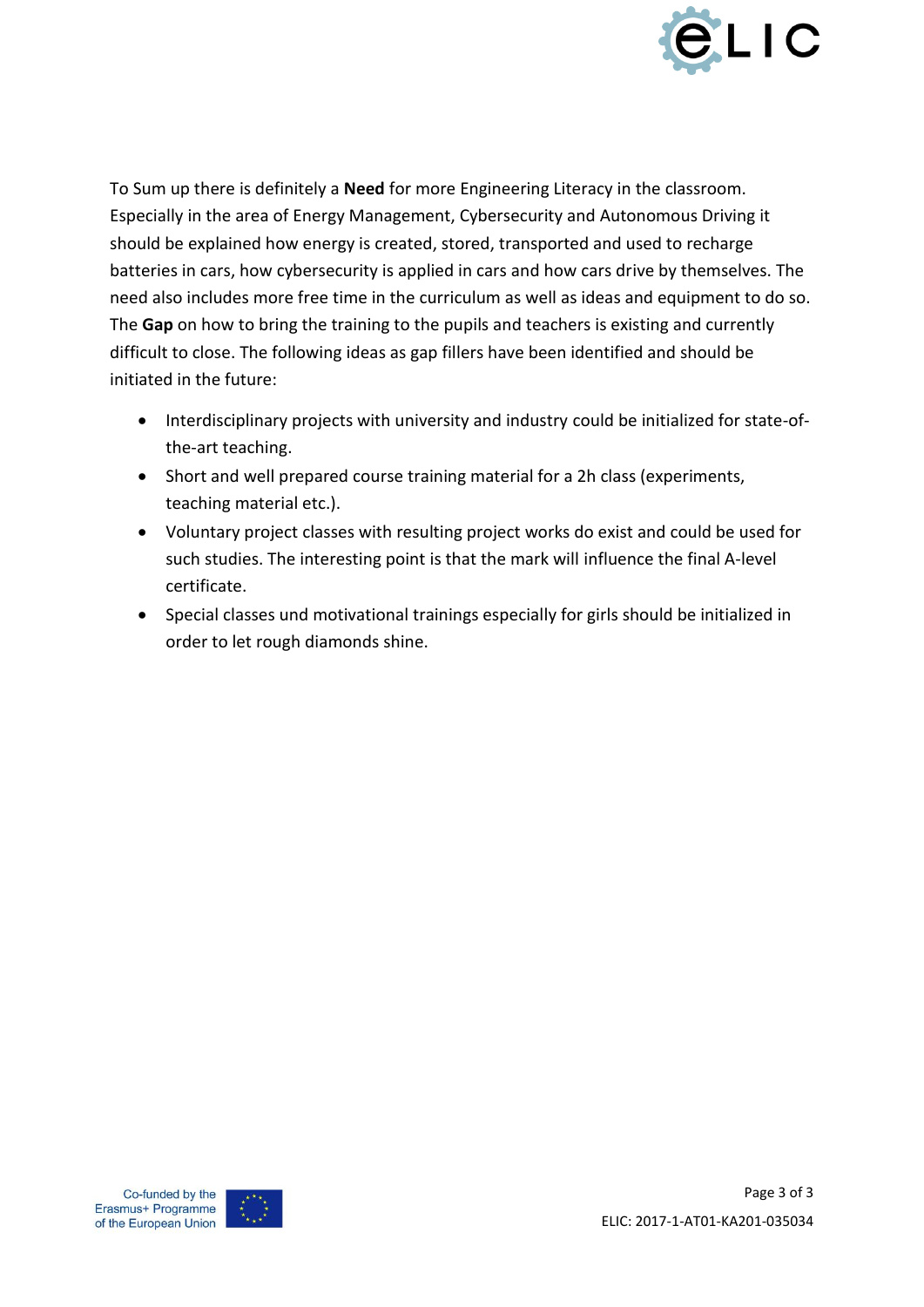To Sum up there is definitely a **Need** for more Engineering Literacy in the classroom. Especially in the area of Energy Management, Cybersecurity and Autonomous Driving it should be explained how energy is created, stored, transported and used to recharge batteries in cars, how cybersecurity is applied in cars and how cars drive by themselves. The need also includes more free time in the curriculum as well as ideas and equipment to do so. The **Gap** on how to bring the training to the pupils and teachers is existing and currently difficult to close. The following ideas as gap fillers have been identified and should be initiated in the future:

- Interdisciplinary projects with university and industry could be initialized for state-of-the-art teaching.
- Short and well prepared course training material for a 2h class (experiments, teaching material etc.).
- Voluntary project classes with resulting project works do exist and could be used for such studies. The interesting point is that the mark will influence the final A-level certificate.
- Special classes und motivational trainings especially for girls should be initialized in order to let rough diamonds shine.